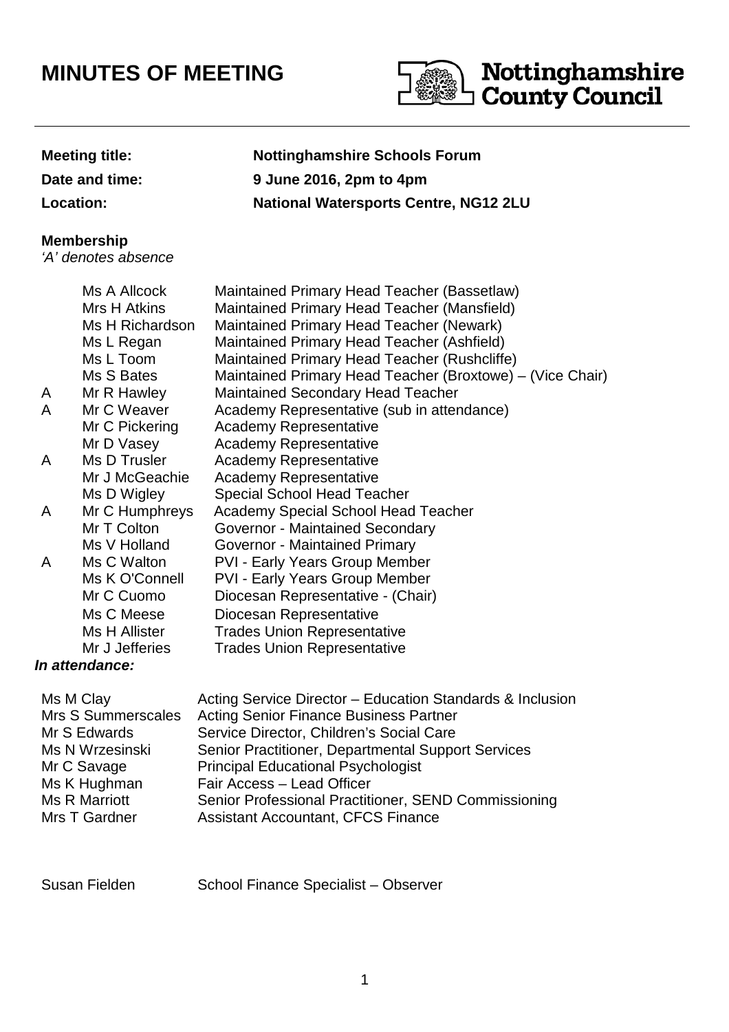# MINUTES OF MEETING

Nottinghamshire County Council

| | |
|---|---|
| **Meeting title:** | **Nottinghamshire Schools Forum** |
| **Date and time:** | **9 June 2016, 2pm to 4pm** |
| **Location:** | **National Watersports Centre, NG12 2LU** |

**Membership**

*'A' denotes absence*

| | | |
|---|---|---|
| | Ms A Allcock | Maintained Primary Head Teacher (Bassetlaw) |
| | Mrs H Atkins | Maintained Primary Head Teacher (Mansfield) |
| | Ms H Richardson | Maintained Primary Head Teacher (Newark) |
| | Ms L Regan | Maintained Primary Head Teacher (Ashfield) |
| | Ms L Toom | Maintained Primary Head Teacher (Rushcliffe) |
| | Ms S Bates | Maintained Primary Head Teacher (Broxtowe) – (Vice Chair) |
| A | Mr R Hawley | Maintained Secondary Head Teacher |
| A | Mr C Weaver | Academy Representative (sub in attendance) |
| | Mr C Pickering | Academy Representative |
| | Mr D Vasey | Academy Representative |
| A | Ms D Trusler | Academy Representative |
| | Mr J McGeachie | Academy Representative |
| | Ms D Wigley | Special School Head Teacher |
| A | Mr C Humphreys | Academy Special School Head Teacher |
| | Mr T Colton | Governor - Maintained Secondary |
| | Ms V Holland | Governor - Maintained Primary |
| A | Ms C Walton | PVI - Early Years Group Member |
| | Ms K O'Connell | PVI - Early Years Group Member |
| | Mr C Cuomo | Diocesan Representative - (Chair) |
| | Ms C Meese | Diocesan Representative |
| | Ms H Allister | Trades Union Representative |
| | Mr J Jefferies | Trades Union Representative |

***In attendance:***

| | |
|---|---|
| Ms M Clay | Acting Service Director – Education Standards & Inclusion |
| Mrs S Summerscales | Acting Senior Finance Business Partner |
| Mr S Edwards | Service Director, Children's Social Care |
| Ms N Wrzesinski | Senior Practitioner, Departmental Support Services |
| Mr C Savage | Principal Educational Psychologist |
| Ms K Hughman | Fair Access – Lead Officer |
| Ms R Marriott | Senior Professional Practitioner, SEND Commissioning |
| Mrs T Gardner | Assistant Accountant, CFCS Finance |

| | |
|---|---|
| Susan Fielden | School Finance Specialist – Observer |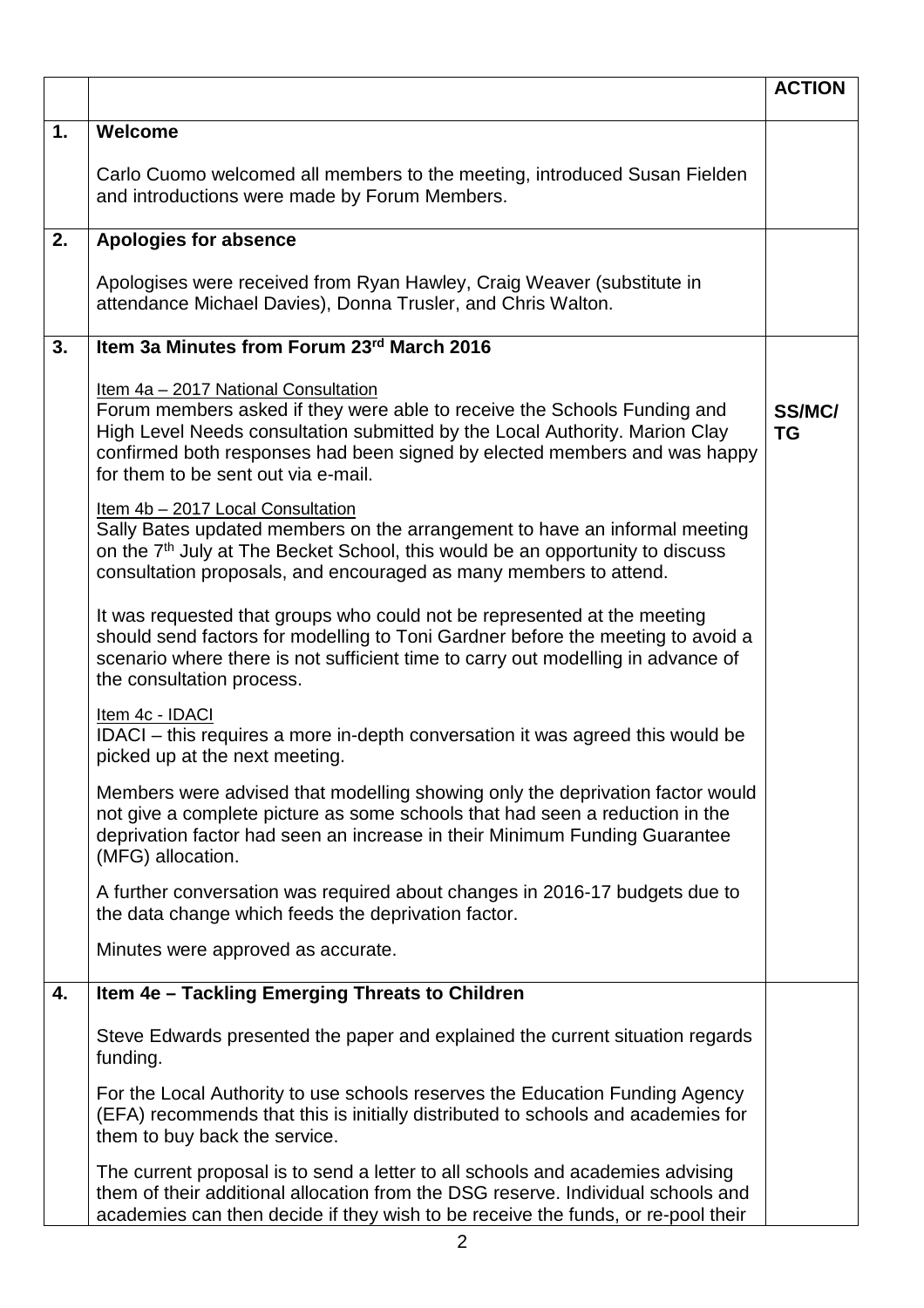| | | ACTION |
|---|---|---|
| 1. | **Welcome**<br><br>Carlo Cuomo welcomed all members to the meeting, introduced Susan Fielden and introductions were made by Forum Members. | |
| 2. | **Apologies for absence**<br><br>Apologises were received from Ryan Hawley, Craig Weaver (substitute in attendance Michael Davies), Donna Trusler, and Chris Walton. | |
| 3. | **Item 3a Minutes from Forum 23rd March 2016**<br><br>Item 4a – 2017 National Consultation<br>Forum members asked if they were able to receive the Schools Funding and High Level Needs consultation submitted by the Local Authority. Marion Clay confirmed both responses had been signed by elected members and was happy for them to be sent out via e-mail.<br><br>Item 4b – 2017 Local Consultation<br>Sally Bates updated members on the arrangement to have an informal meeting on the 7th July at The Becket School, this would be an opportunity to discuss consultation proposals, and encouraged as many members to attend.<br><br>It was requested that groups who could not be represented at the meeting should send factors for modelling to Toni Gardner before the meeting to avoid a scenario where there is not sufficient time to carry out modelling in advance of the consultation process.<br><br>Item 4c - IDACI<br>IDACI – this requires a more in-depth conversation it was agreed this would be picked up at the next meeting.<br><br>Members were advised that modelling showing only the deprivation factor would not give a complete picture as some schools that had seen a reduction in the deprivation factor had seen an increase in their Minimum Funding Guarantee (MFG) allocation.<br><br>A further conversation was required about changes in 2016-17 budgets due to the data change which feeds the deprivation factor.<br><br>Minutes were approved as accurate. | **SS/MC/ TG** |
| 4. | **Item 4e – Tackling Emerging Threats to Children**<br><br>Steve Edwards presented the paper and explained the current situation regards funding.<br><br>For the Local Authority to use schools reserves the Education Funding Agency (EFA) recommends that this is initially distributed to schools and academies for them to buy back the service.<br><br>The current proposal is to send a letter to all schools and academies advising them of their additional allocation from the DSG reserve. Individual schools and academies can then decide if they wish to be receive the funds, or re-pool their | |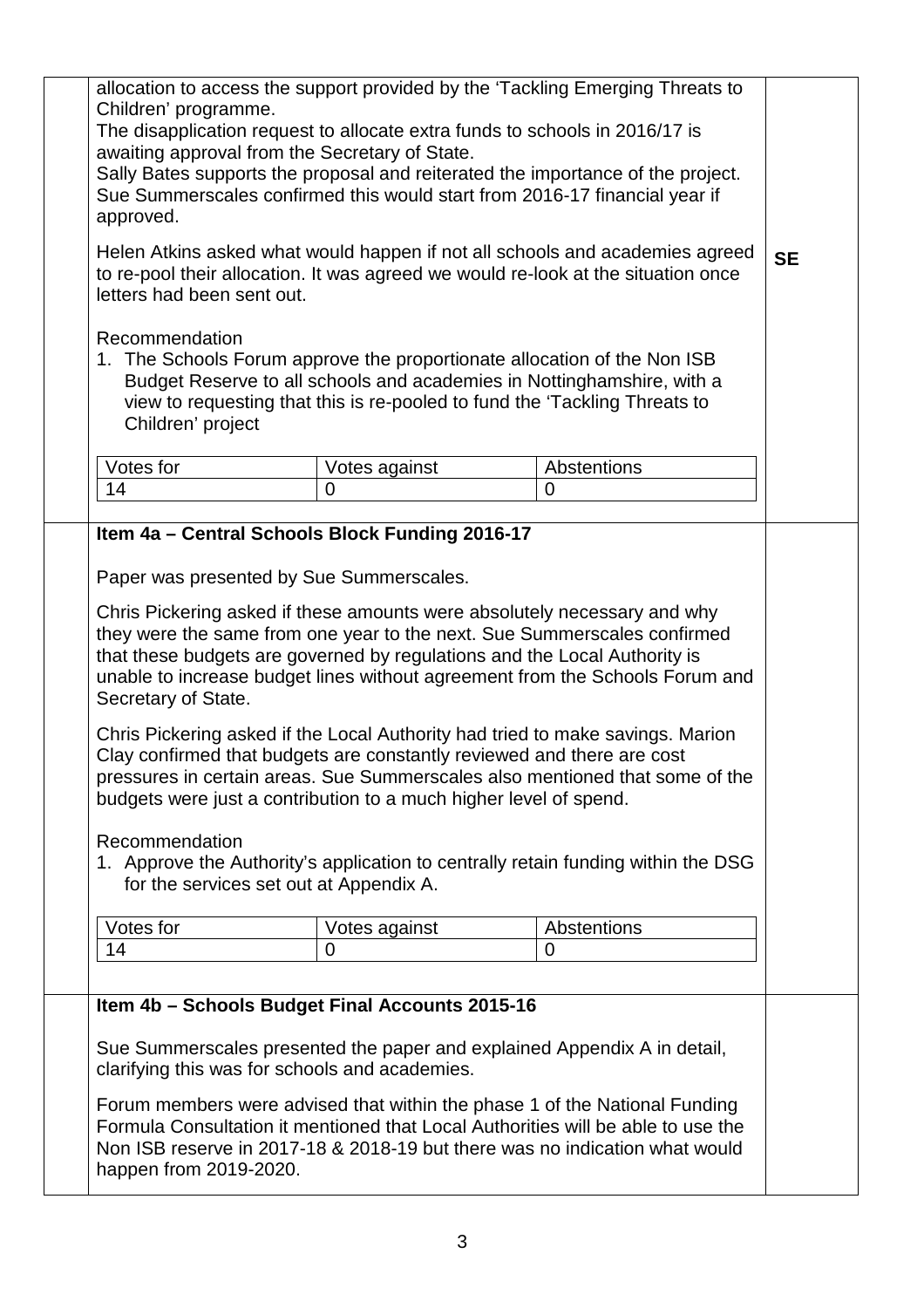allocation to access the support provided by the 'Tackling Emerging Threats to Children' programme.

The disapplication request to allocate extra funds to schools in 2016/17 is awaiting approval from the Secretary of State.

Sally Bates supports the proposal and reiterated the importance of the project. Sue Summerscales confirmed this would start from 2016-17 financial year if approved.

Helen Atkins asked what would happen if not all schools and academies agreed to re-pool their allocation. It was agreed we would re-look at the situation once letters had been sent out. **SE**

Recommendation

1. The Schools Forum approve the proportionate allocation of the Non ISB Budget Reserve to all schools and academies in Nottinghamshire, with a view to requesting that this is re-pooled to fund the 'Tackling Threats to Children' project

| Votes for | Votes against | Abstentions |
|---|---|---|
| 14 | 0 | 0 |

**Item 4a – Central Schools Block Funding 2016-17**

Paper was presented by Sue Summerscales.

Chris Pickering asked if these amounts were absolutely necessary and why they were the same from one year to the next. Sue Summerscales confirmed that these budgets are governed by regulations and the Local Authority is unable to increase budget lines without agreement from the Schools Forum and Secretary of State.

Chris Pickering asked if the Local Authority had tried to make savings. Marion Clay confirmed that budgets are constantly reviewed and there are cost pressures in certain areas. Sue Summerscales also mentioned that some of the budgets were just a contribution to a much higher level of spend.

Recommendation

1. Approve the Authority's application to centrally retain funding within the DSG for the services set out at Appendix A.

| Votes for | Votes against | Abstentions |
|---|---|---|
| 14 | 0 | 0 |

**Item 4b – Schools Budget Final Accounts 2015-16**

Sue Summerscales presented the paper and explained Appendix A in detail, clarifying this was for schools and academies.

Forum members were advised that within the phase 1 of the National Funding Formula Consultation it mentioned that Local Authorities will be able to use the Non ISB reserve in 2017-18 & 2018-19 but there was no indication what would happen from 2019-2020.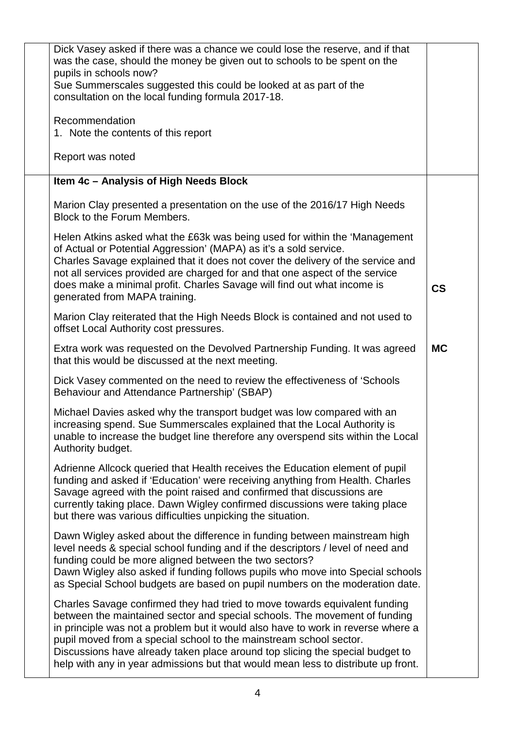| | | |
|---|---|---|
| | Dick Vasey asked if there was a chance we could lose the reserve, and if that was the case, should the money be given out to schools to be spent on the pupils in schools now?<br>Sue Summerscales suggested this could be looked at as part of the consultation on the local funding formula 2017-18.<br><br>Recommendation<br>1. Note the contents of this report<br><br>Report was noted | |
| | **Item 4c – Analysis of High Needs Block**<br><br>Marion Clay presented a presentation on the use of the 2016/17 High Needs Block to the Forum Members.<br><br>Helen Atkins asked what the £63k was being used for within the 'Management of Actual or Potential Aggression' (MAPA) as it's a sold service.<br>Charles Savage explained that it does not cover the delivery of the service and not all services provided are charged for and that one aspect of the service does make a minimal profit. Charles Savage will find out what income is generated from MAPA training.<br><br>Marion Clay reiterated that the High Needs Block is contained and not used to offset Local Authority cost pressures.<br><br>Extra work was requested on the Devolved Partnership Funding. It was agreed that this would be discussed at the next meeting.<br><br>Dick Vasey commented on the need to review the effectiveness of 'Schools Behaviour and Attendance Partnership' (SBAP)<br><br>Michael Davies asked why the transport budget was low compared with an increasing spend. Sue Summerscales explained that the Local Authority is unable to increase the budget line therefore any overspend sits within the Local Authority budget.<br><br>Adrienne Allcock queried that Health receives the Education element of pupil funding and asked if 'Education' were receiving anything from Health. Charles Savage agreed with the point raised and confirmed that discussions are currently taking place. Dawn Wigley confirmed discussions were taking place but there was various difficulties unpicking the situation.<br><br>Dawn Wigley asked about the difference in funding between mainstream high level needs & special school funding and if the descriptors / level of need and funding could be more aligned between the two sectors?<br>Dawn Wigley also asked if funding follows pupils who move into Special schools as Special School budgets are based on pupil numbers on the moderation date.<br><br>Charles Savage confirmed they had tried to move towards equivalent funding between the maintained sector and special schools. The movement of funding in principle was not a problem but it would also have to work in reverse where a pupil moved from a special school to the mainstream school sector.<br>Discussions have already taken place around top slicing the special budget to help with any in year admissions but that would mean less to distribute up front. | **CS**<br><br>**MC** |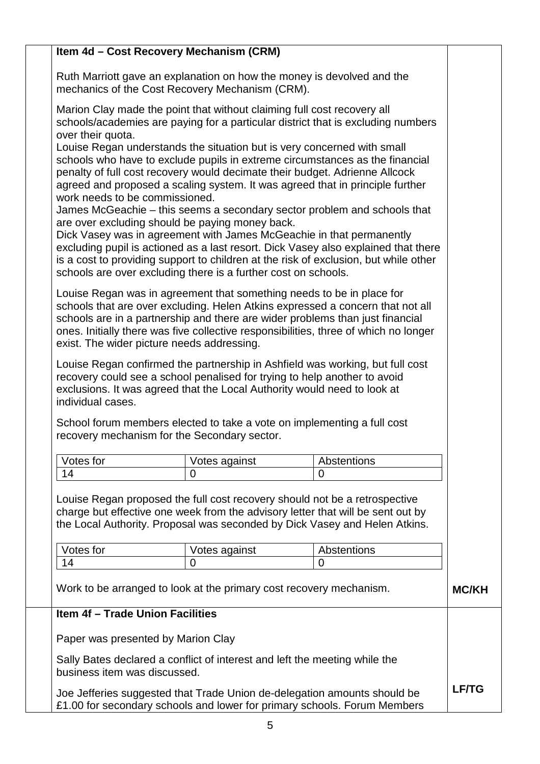### Item 4d – Cost Recovery Mechanism (CRM)

Ruth Marriott gave an explanation on how the money is devolved and the mechanics of the Cost Recovery Mechanism (CRM).

Marion Clay made the point that without claiming full cost recovery all schools/academies are paying for a particular district that is excluding numbers over their quota.
Louise Regan understands the situation but is very concerned with small schools who have to exclude pupils in extreme circumstances as the financial penalty of full cost recovery would decimate their budget. Adrienne Allcock agreed and proposed a scaling system. It was agreed that in principle further work needs to be commissioned.
James McGeachie – this seems a secondary sector problem and schools that are over excluding should be paying money back.
Dick Vasey was in agreement with James McGeachie in that permanently excluding pupil is actioned as a last resort. Dick Vasey also explained that there is a cost to providing support to children at the risk of exclusion, but while other schools are over excluding there is a further cost on schools.

Louise Regan was in agreement that something needs to be in place for schools that are over excluding. Helen Atkins expressed a concern that not all schools are in a partnership and there are wider problems than just financial ones. Initially there was five collective responsibilities, three of which no longer exist. The wider picture needs addressing.

Louise Regan confirmed the partnership in Ashfield was working, but full cost recovery could see a school penalised for trying to help another to avoid exclusions. It was agreed that the Local Authority would need to look at individual cases.

School forum members elected to take a vote on implementing a full cost recovery mechanism for the Secondary sector.

| Votes for | Votes against | Abstentions |
|---|---|---|
| 14 | 0 | 0 |

Louise Regan proposed the full cost recovery should not be a retrospective charge but effective one week from the advisory letter that will be sent out by the Local Authority. Proposal was seconded by Dick Vasey and Helen Atkins.

| Votes for | Votes against | Abstentions |
|---|---|---|
| 14 | 0 | 0 |

Work to be arranged to look at the primary cost recovery mechanism. **MC/KH**

### Item 4f – Trade Union Facilities

Paper was presented by Marion Clay

Sally Bates declared a conflict of interest and left the meeting while the business item was discussed.

Joe Jefferies suggested that Trade Union de-delegation amounts should be £1.00 for secondary schools and lower for primary schools. Forum Members **LF/TG**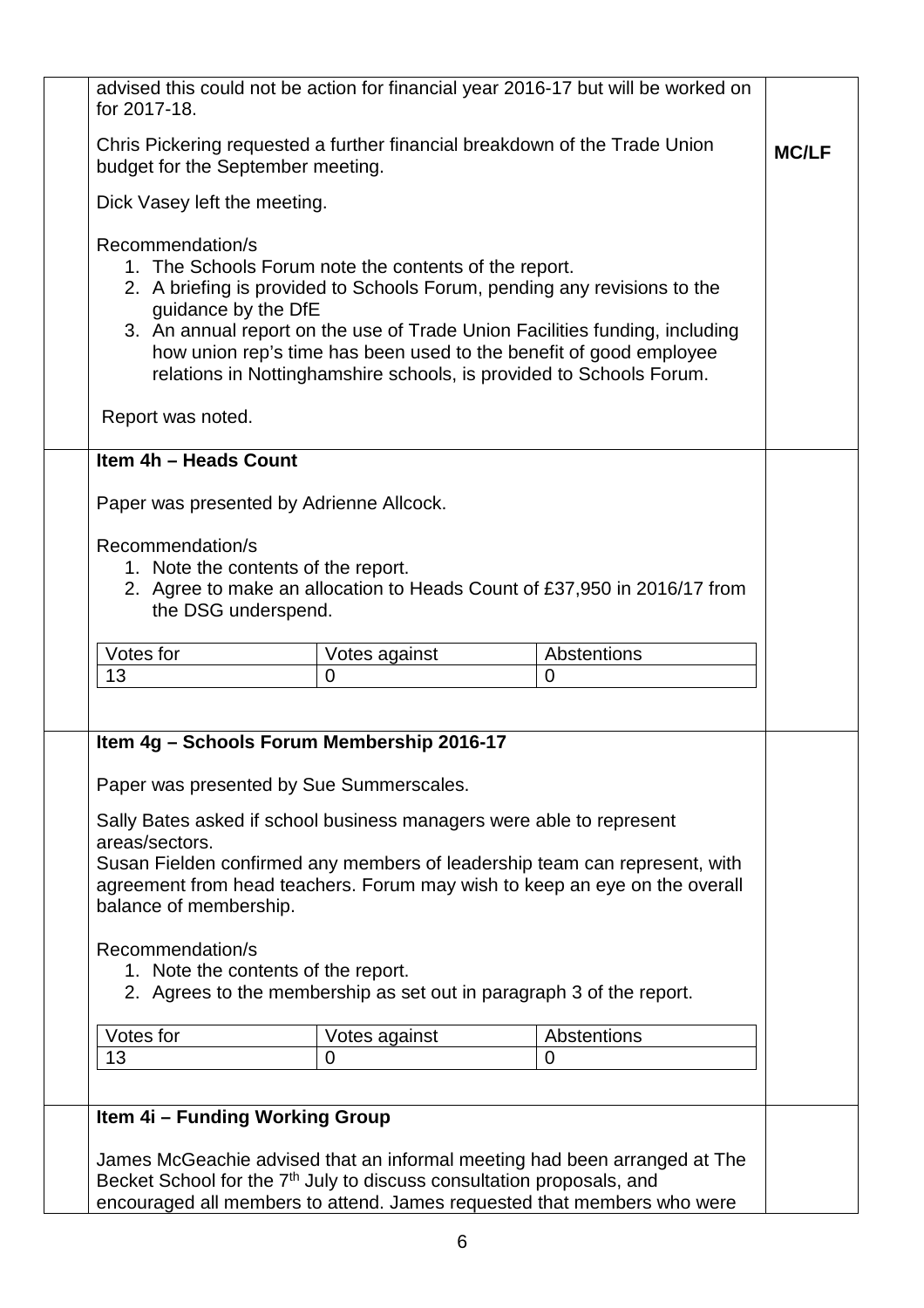advised this could not be action for financial year 2016-17 but will be worked on for 2017-18.

Chris Pickering requested a further financial breakdown of the Trade Union budget for the September meeting. **MC/LF**

Dick Vasey left the meeting.

Recommendation/s

1. The Schools Forum note the contents of the report.
2. A briefing is provided to Schools Forum, pending any revisions to the guidance by the DfE
3. An annual report on the use of Trade Union Facilities funding, including how union rep's time has been used to the benefit of good employee relations in Nottinghamshire schools, is provided to Schools Forum.

Report was noted.

**Item 4h – Heads Count**

Paper was presented by Adrienne Allcock.

Recommendation/s

1. Note the contents of the report.
2. Agree to make an allocation to Heads Count of £37,950 in 2016/17 from the DSG underspend.

| Votes for | Votes against | Abstentions |
|---|---|---|
| 13 | 0 | 0 |

**Item 4g – Schools Forum Membership 2016-17**

Paper was presented by Sue Summerscales.

Sally Bates asked if school business managers were able to represent areas/sectors.
Susan Fielden confirmed any members of leadership team can represent, with agreement from head teachers. Forum may wish to keep an eye on the overall balance of membership.

Recommendation/s

1. Note the contents of the report.
2. Agrees to the membership as set out in paragraph 3 of the report.

| Votes for | Votes against | Abstentions |
|---|---|---|
| 13 | 0 | 0 |

**Item 4i – Funding Working Group**

James McGeachie advised that an informal meeting had been arranged at The Becket School for the 7th July to discuss consultation proposals, and encouraged all members to attend. James requested that members who were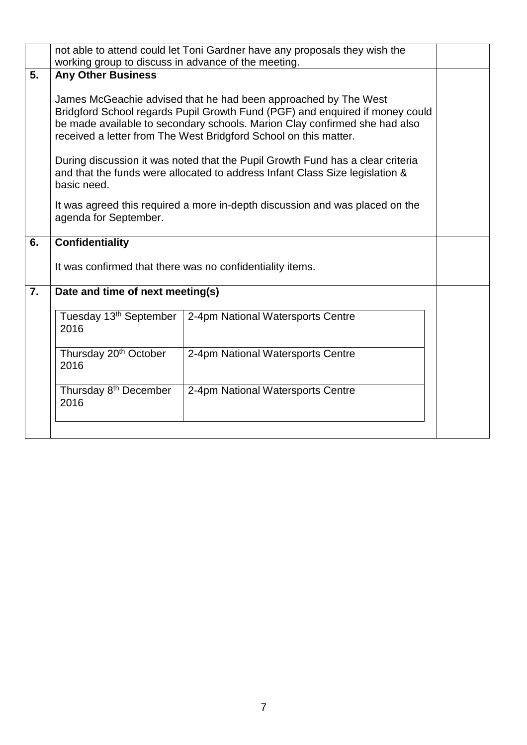| | | |
|---|---|---|
| | not able to attend could let Toni Gardner have any proposals they wish the working group to discuss in advance of the meeting. | |
| **5.** | **Any Other Business**<br><br>James McGeachie advised that he had been approached by The West Bridgford School regards Pupil Growth Fund (PGF) and enquired if money could be made available to secondary schools. Marion Clay confirmed she had also received a letter from The West Bridgford School on this matter.<br><br>During discussion it was noted that the Pupil Growth Fund has a clear criteria and that the funds were allocated to address Infant Class Size legislation & basic need.<br><br>It was agreed this required a more in-depth discussion and was placed on the agenda for September. | |
| **6.** | **Confidentiality**<br><br>It was confirmed that there was no confidentiality items. | |
| **7.** | **Date and time of next meeting(s)** | |

| | |
|---|---|
| Tuesday 13th September 2016 | 2-4pm National Watersports Centre |
| Thursday 20th October 2016 | 2-4pm National Watersports Centre |
| Thursday 8th December 2016 | 2-4pm National Watersports Centre |